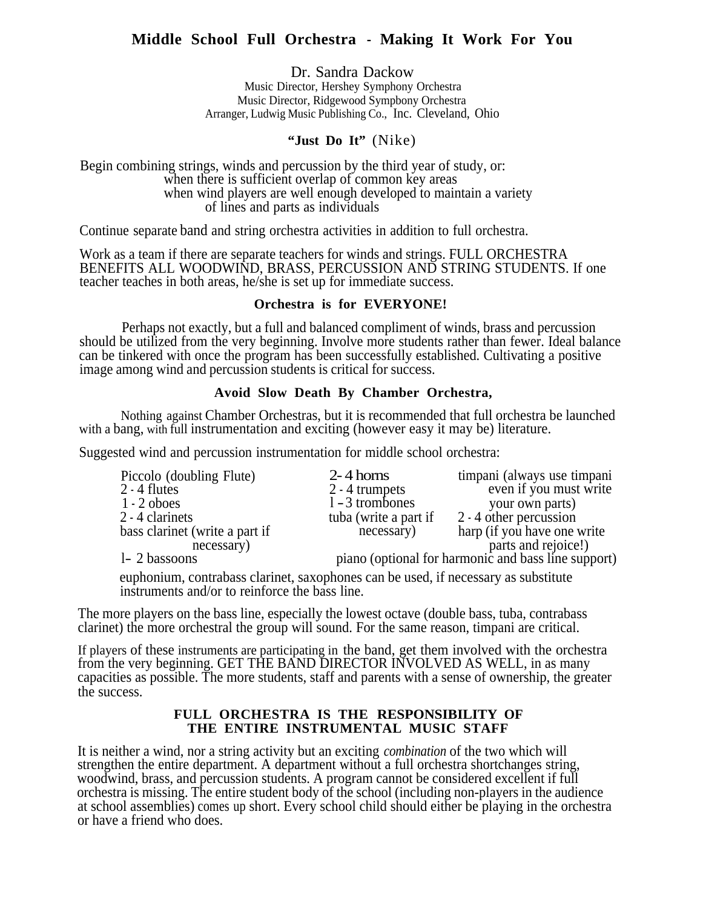# Middle School Full Orchestra - Making It Work For You

Dr. Sandra Dackow
Music Director, Hershey Symphony Orchestra
Music Director, Ridgewood Sympbony Orchestra
Arranger, Ludwig Music Publishing Co., Inc. Cleveland, Ohio

### **"Just Do It"** (Nike)

Begin combining strings, winds and percussion by the third year of study, or:
- when there is sufficient overlap of common key areas
- when wind players are well enough developed to maintain a variety of lines and parts as individuals

Continue separate band and string orchestra activities in addition to full orchestra.

Work as a team if there are separate teachers for winds and strings. FULL ORCHESTRA BENEFITS ALL WOODWIND, BRASS, PERCUSSION AND STRING STUDENTS. If one teacher teaches in both areas, he/she is set up for immediate success.

### Orchestra is for EVERYONE!

Perhaps not exactly, but a full and balanced compliment of winds, brass and percussion should be utilized from the very beginning. Involve more students rather than fewer. Ideal balance can be tinkered with once the program has been successfully established. Cultivating a positive image among wind and percussion students is critical for success.

### Avoid Slow Death By Chamber Orchestra,

Nothing against Chamber Orchestras, but it is recommended that full orchestra be launched with a bang, with full instrumentation and exciting (however easy it may be) literature.

Suggested wind and percussion instrumentation for middle school orchestra:

- Piccolo (doubling Flute)
- 2 - 4 flutes
- 1 - 2 oboes
- 2 - 4 clarinets
- bass clarinet (write a part if necessary)
- 1- 2 bassoons
- 2- 4 horns
- 2 - 4 trumpets
- 1 - 3 trombones
- tuba (write a part if necessary)
- timpani (always use timpani even if you must write your own parts)
- 2 - 4 other percussion
- harp (if you have one write parts and rejoice!)
- piano (optional for harmonic and bass line support)

euphonium, contrabass clarinet, saxophones can be used, if necessary as substitute instruments and/or to reinforce the bass line.

The more players on the bass line, especially the lowest octave (double bass, tuba, contrabass clarinet) the more orchestral the group will sound. For the same reason, timpani are critical.

If players of these instruments are participating in the band, get them involved with the orchestra from the very beginning. GET THE BAND DIRECTOR INVOLVED AS WELL, in as many capacities as possible. The more students, staff and parents with a sense of ownership, the greater the success.

### FULL ORCHESTRA IS THE RESPONSIBILITY OF THE ENTIRE INSTRUMENTAL MUSIC STAFF

It is neither a wind, nor a string activity but an exciting *combination* of the two which will strengthen the entire department. A department without a full orchestra shortchanges string, woodwind, brass, and percussion students. A program cannot be considered excellent if full orchestra is missing. The entire student body of the school (including non-players in the audience at school assemblies) comes up short. Every school child should either be playing in the orchestra or have a friend who does.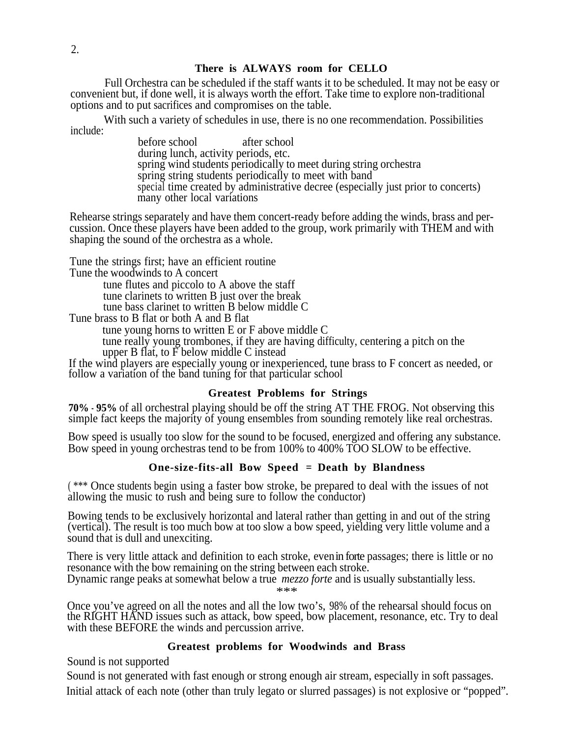## There is ALWAYS room for CELLO

Full Orchestra can be scheduled if the staff wants it to be scheduled. It may not be easy or convenient but, if done well, it is always worth the effort. Take time to explore non-traditional options and to put sacrifices and compromises on the table.

With such a variety of schedules in use, there is no one recommendation. Possibilities include:

- before school &nbsp;&nbsp;&nbsp;&nbsp;&nbsp;&nbsp;&nbsp;&nbsp; after school
- during lunch, activity periods, etc.
- spring wind students periodically to meet during string orchestra
- spring string students periodically to meet with band
- special time created by administrative decree (especially just prior to concerts)
- many other local variations

Rehearse strings separately and have them concert-ready before adding the winds, brass and percussion. Once these players have been added to the group, work primarily with THEM and with shaping the sound of the orchestra as a whole.

Tune the strings first; have an efficient routine
Tune the woodwinds to A concert
- tune flutes and piccolo to A above the staff
- tune clarinets to written B just over the break
- tune bass clarinet to written B below middle C

Tune brass to B flat or both A and B flat
- tune young horns to written E or F above middle C
- tune really young trombones, if they are having difficulty, centering a pitch on the upper B flat, to F below middle C instead

If the wind players are especially young or inexperienced, tune brass to F concert as needed, or follow a variation of the band tuning for that particular school

## Greatest Problems for Strings

**70% - 95%** of all orchestral playing should be off the string AT THE FROG. Not observing this simple fact keeps the majority of young ensembles from sounding remotely like real orchestras.

Bow speed is usually too slow for the sound to be focused, energized and offering any substance. Bow speed in young orchestras tend to be from 100% to 400% TOO SLOW to be effective.

### One-size-fits-all Bow Speed = Death by Blandness

( *** Once students begin using a faster bow stroke, be prepared to deal with the issues of not allowing the music to rush and being sure to follow the conductor)

Bowing tends to be exclusively horizontal and lateral rather than getting in and out of the string (vertical). The result is too much bow at too slow a bow speed, yielding very little volume and a sound that is dull and unexciting.

There is very little attack and definition to each stroke, even in forte passages; there is little or no resonance with the bow remaining on the string between each stroke.
Dynamic range peaks at somewhat below a true *mezzo forte* and is usually substantially less.

***

Once you've agreed on all the notes and all the low two's, 98% of the rehearsal should focus on the RIGHT HAND issues such as attack, bow speed, bow placement, resonance, etc. Try to deal with these BEFORE the winds and percussion arrive.

## Greatest problems for Woodwinds and Brass

Sound is not supported

Sound is not generated with fast enough or strong enough air stream, especially in soft passages.

Initial attack of each note (other than truly legato or slurred passages) is not explosive or "popped".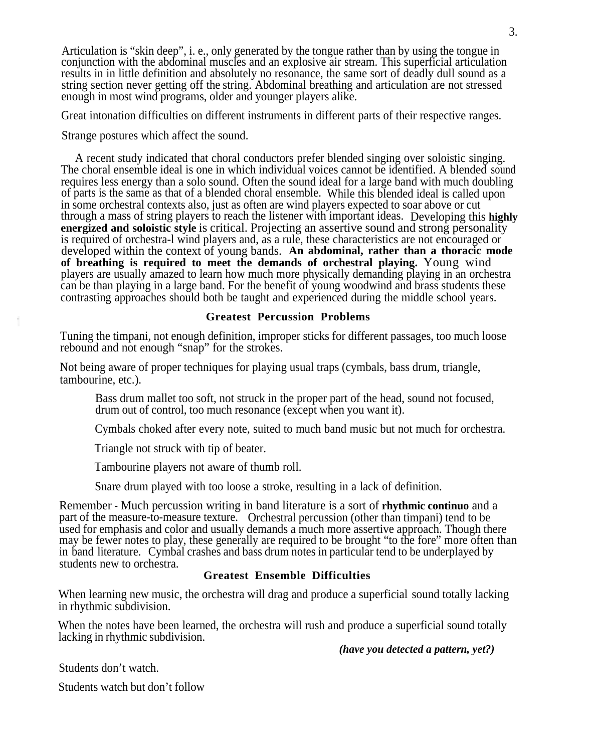Articulation is "skin deep", i. e., only generated by the tongue rather than by using the tongue in conjunction with the abdominal muscles and an explosive air stream. This superficial articulation results in in little definition and absolutely no resonance, the same sort of deadly dull sound as a string section never getting off the string. Abdominal breathing and articulation are not stressed enough in most wind programs, older and younger players alike.

Great intonation difficulties on different instruments in different parts of their respective ranges.

Strange postures which affect the sound.

A recent study indicated that choral conductors prefer blended singing over soloistic singing. The choral ensemble ideal is one in which individual voices cannot be identified. A blended sound requires less energy than a solo sound. Often the sound ideal for a large band with much doubling of parts is the same as that of a blended choral ensemble. While this blended ideal is called upon in some orchestral contexts also, just as often are wind players expected to soar above or cut through a mass of string players to reach the listener with important ideas. Developing this **highly energized and soloistic style** is critical. Projecting an assertive sound and strong personality is required of orchestra-l wind players and, as a rule, these characteristics are not encouraged or developed within the context of young bands. **An abdominal, rather than a thoracic mode of breathing is required to meet the demands of orchestral playing.** Young wind players are usually amazed to learn how much more physically demanding playing in an orchestra can be than playing in a large band. For the benefit of young woodwind and brass students these contrasting approaches should both be taught and experienced during the middle school years.

### Greatest Percussion Problems

Tuning the timpani, not enough definition, improper sticks for different passages, too much loose rebound and not enough "snap" for the strokes.

Not being aware of proper techniques for playing usual traps (cymbals, bass drum, triangle, tambourine, etc.).

> Bass drum mallet too soft, not struck in the proper part of the head, sound not focused, drum out of control, too much resonance (except when you want it).
>
> Cymbals choked after every note, suited to much band music but not much for orchestra.
>
> Triangle not struck with tip of beater.
>
> Tambourine players not aware of thumb roll.
>
> Snare drum played with too loose a stroke, resulting in a lack of definition.

Remember - Much percussion writing in band literature is a sort of **rhythmic continuo** and a part of the measure-to-measure texture. Orchestral percussion (other than timpani) tend to be used for emphasis and color and usually demands a much more assertive approach. Though there may be fewer notes to play, these generally are required to be brought "to the fore" more often than in band literature. Cymbal crashes and bass drum notes in particular tend to be underplayed by students new to orchestra.

### Greatest Ensemble Difficulties

When learning new music, the orchestra will drag and produce a superficial sound totally lacking in rhythmic subdivision.

When the notes have been learned, the orchestra will rush and produce a superficial sound totally lacking in rhythmic subdivision.

***(have you detected a pattern, yet?)***

Students don't watch.

Students watch but don't follow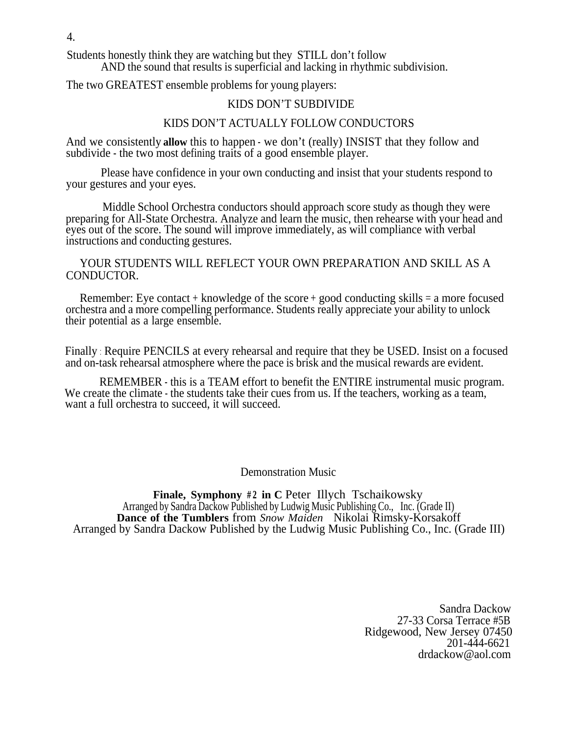4.

Students honestly think they are watching but they STILL don't follow
AND the sound that results is superficial and lacking in rhythmic subdivision.

The two GREATEST ensemble problems for young players:

KIDS DON'T SUBDIVIDE

KIDS DON'T ACTUALLY FOLLOW CONDUCTORS

And we consistently **allow** this to happen - we don't (really) INSIST that they follow and subdivide - the two most defining traits of a good ensemble player.

Please have confidence in your own conducting and insist that your students respond to your gestures and your eyes.

Middle School Orchestra conductors should approach score study as though they were preparing for All-State Orchestra. Analyze and learn the music, then rehearse with your head and eyes out of the score. The sound will improve immediately, as will compliance with verbal instructions and conducting gestures.

YOUR STUDENTS WILL REFLECT YOUR OWN PREPARATION AND SKILL AS A CONDUCTOR.

Remember: Eye contact + knowledge of the score + good conducting skills = a more focused orchestra and a more compelling performance. Students really appreciate your ability to unlock their potential as a large ensemble.

Finally : Require PENCILS at every rehearsal and require that they be USED. Insist on a focused and on-task rehearsal atmosphere where the pace is brisk and the musical rewards are evident.

REMEMBER - this is a TEAM effort to benefit the ENTIRE instrumental music program. We create the climate - the students take their cues from us. If the teachers, working as a team, want a full orchestra to succeed, it will succeed.

Demonstration Music

**Finale, Symphony #2 in C** Peter Illych Tschaikowsky
Arranged by Sandra Dackow Published by Ludwig Music Publishing Co., Inc. (Grade II)
**Dance of the Tumblers** from *Snow Maiden* Nikolai Rimsky-Korsakoff
Arranged by Sandra Dackow Published by the Ludwig Music Publishing Co., Inc. (Grade III)

Sandra Dackow
27-33 Corsa Terrace #5B
Ridgewood, New Jersey 07450
201-444-6621
drdackow@aol.com